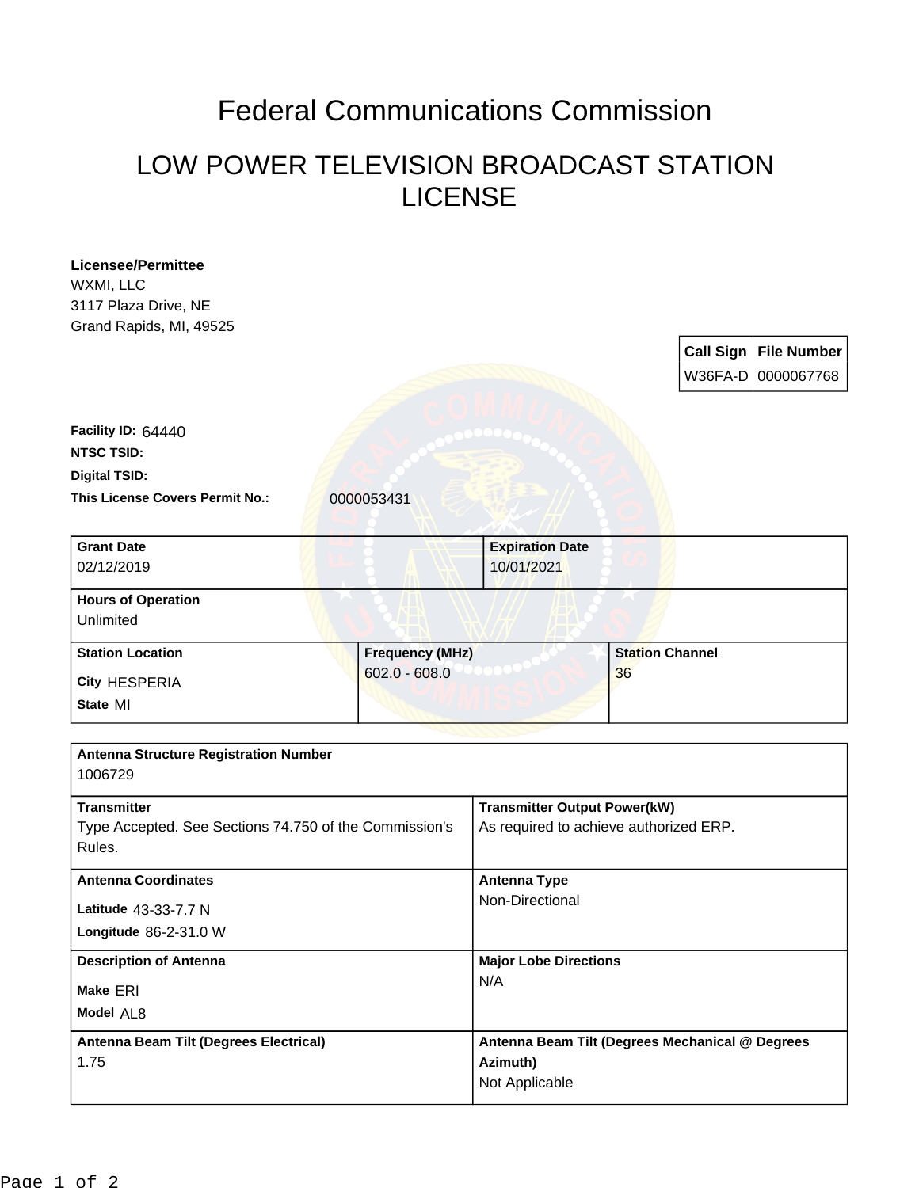# Federal Communications Commission

## LOW POWER TELEVISION BROADCAST STATION LICENSE

**Licensee/Permittee**
WXMI, LLC
3117 Plaza Drive, NE
Grand Rapids, MI, 49525

| Call Sign | File Number |
|---|---|
| W36FA-D | 0000067768 |

**Facility ID:** 64440
**NTSC TSID:**
**Digital TSID:**
**This License Covers Permit No.:** 0000053431

| Grant Date | Expiration Date |
|---|---|
| 02/12/2019 | 10/01/2021 |

| Hours of Operation |
|---|
| Unlimited |

| Station Location | Frequency (MHz) | Station Channel |
|---|---|---|
| City HESPERIA<br>State MI | 602.0 - 608.0 | 36 |

| Antenna Structure Registration Number | |
|---|---|
| 1006729 | |
| **Transmitter** | **Transmitter Output Power(kW)** |
| Type Accepted. See Sections 74.750 of the Commission's Rules. | As required to achieve authorized ERP. |
| **Antenna Coordinates** | **Antenna Type** |
| Latitude 43-33-7.7 N<br>Longitude 86-2-31.0 W | Non-Directional |
| **Description of Antenna** | **Major Lobe Directions** |
| Make ERI<br>Model AL8 | N/A |
| **Antenna Beam Tilt (Degrees Electrical)** | **Antenna Beam Tilt (Degrees Mechanical @ Degrees Azimuth)** |
| 1.75 | Not Applicable |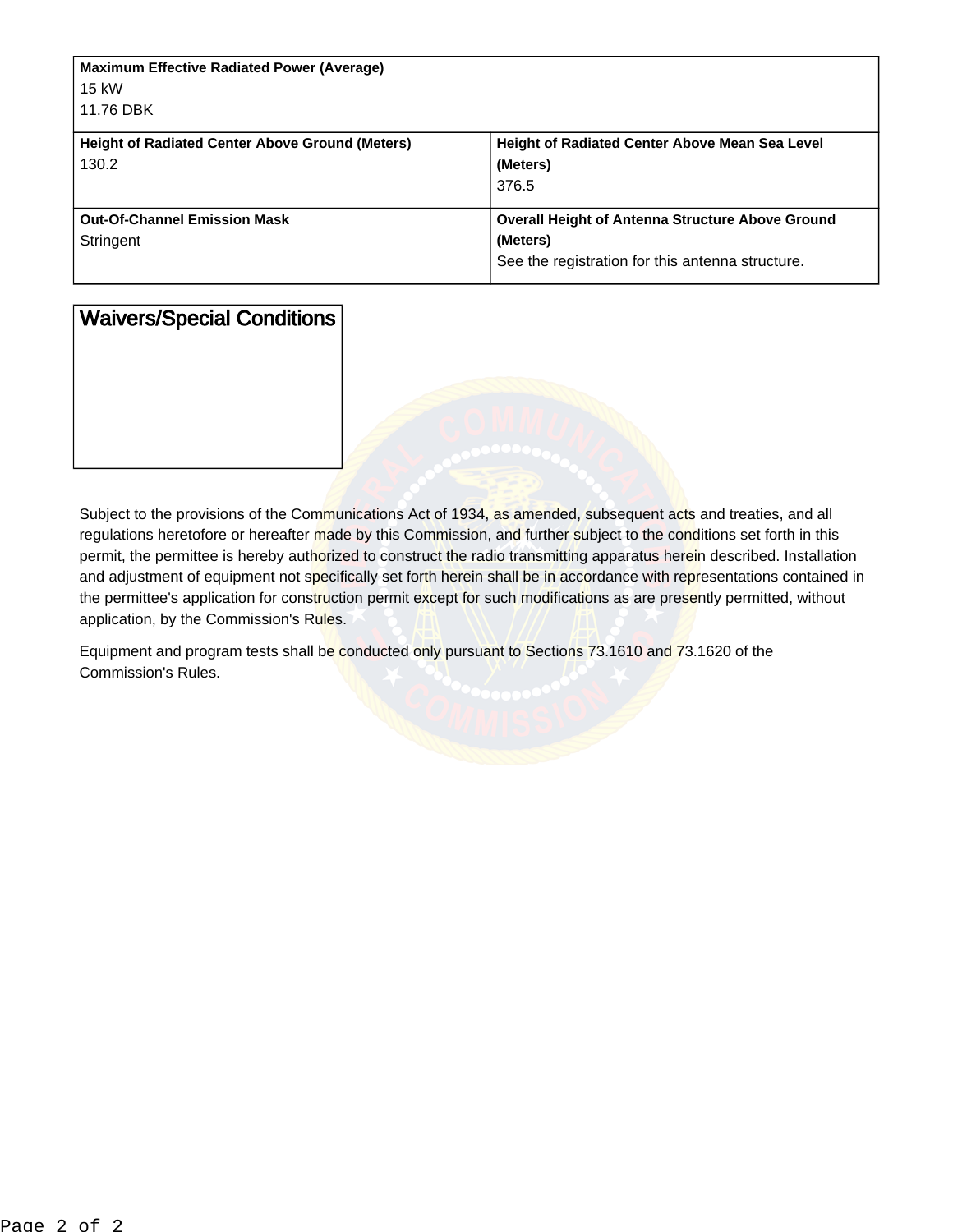| | |
|---|---|
| **Maximum Effective Radiated Power (Average)**<br>15 kW<br>11.76 DBK | |
| **Height of Radiated Center Above Ground (Meters)**<br>130.2 | **Height of Radiated Center Above Mean Sea Level (Meters)**<br>376.5 |
| **Out-Of-Channel Emission Mask**<br>Stringent | **Overall Height of Antenna Structure Above Ground (Meters)**<br>See the registration for this antenna structure. |

## Waivers/Special Conditions

Subject to the provisions of the Communications Act of 1934, as amended, subsequent acts and treaties, and all regulations heretofore or hereafter made by this Commission, and further subject to the conditions set forth in this permit, the permittee is hereby authorized to construct the radio transmitting apparatus herein described. Installation and adjustment of equipment not specifically set forth herein shall be in accordance with representations contained in the permittee's application for construction permit except for such modifications as are presently permitted, without application, by the Commission's Rules.

Equipment and program tests shall be conducted only pursuant to Sections 73.1610 and 73.1620 of the Commission's Rules.